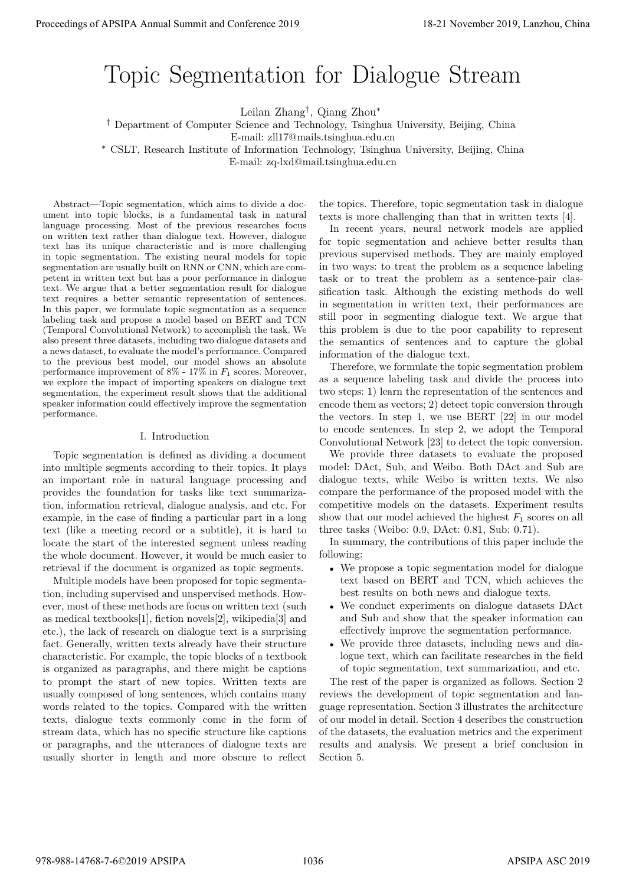# Topic Segmentation for Dialogue Stream

Leilan Zhang[†], Qiang Zhou[*]

[†] Department of Computer Science and Technology, Tsinghua University, Beijing, China
E-mail: zll17@mails.tsinghua.edu.cn

[*] CSLT, Research Institute of Information Technology, Tsinghua University, Beijing, China
E-mail: zq-lxd@mail.tsinghua.edu.cn

*Abstract*—Topic segmentation, which aims to divide a document into topic blocks, is a fundamental task in natural language processing. Most of the previous researches focus on written text rather than dialogue text. However, dialogue text has its unique characteristic and is more challenging in topic segmentation. The existing neural models for topic segmentation are usually built on RNN or CNN, which are competent in written text but has a poor performance in dialogue text. We argue that a better segmentation result for dialogue text requires a better semantic representation of sentences. In this paper, we formulate topic segmentation as a sequence labeling task and propose a model based on BERT and TCN (Temporal Convolutional Network) to accomplish the task. We also present three datasets, including two dialogue datasets and a news dataset, to evaluate the model's performance. Compared to the previous best model, our model shows an absolute performance improvement of 8% - 17% in $F_1$ scores. Moreover, we explore the impact of importing speakers on dialogue text segmentation, the experiment result shows that the additional speaker information could effectively improve the segmentation performance.

## I. Introduction

Topic segmentation is defined as dividing a document into multiple segments according to their topics. It plays an important role in natural language processing and provides the foundation for tasks like text summarization, information retrieval, dialogue analysis, and etc. For example, in the case of finding a particular part in a long text (like a meeting record or a subtitle), it is hard to locate the start of the interested segment unless reading the whole document. However, it would be much easier to retrieval if the document is organized as topic segments.

Multiple models have been proposed for topic segmentation, including supervised and unspervised methods. However, most of these methods are focus on written text (such as medical textbooks[1], fiction novels[2], wikipedia[3] and etc.), the lack of research on dialogue text is a surprising fact. Generally, written texts already have their structure characteristic. For example, the topic blocks of a textbook is organized as paragraphs, and there might be captions to prompt the start of new topics. Written texts are usually composed of long sentences, which contains many words related to the topics. Compared with the written texts, dialogue texts commonly come in the form of stream data, which has no specific structure like captions or paragraphs, and the utterances of dialogue texts are usually shorter in length and more obscure to reflect the topics. Therefore, topic segmentation task in dialogue texts is more challenging than that in written texts [4].

In recent years, neural network models are applied for topic segmentation and achieve better results than previous supervised methods. They are mainly employed in two ways: to treat the problem as a sequence labeling task or to treat the problem as a sentence-pair classification task. Although the existing methods do well in segmentation in written text, their performances are still poor in segmenting dialogue text. We argue that this problem is due to the poor capability to represent the semantics of sentences and to capture the global information of the dialogue text.

Therefore, we formulate the topic segmentation problem as a sequence labeling task and divide the process into two steps: 1) learn the representation of the sentences and encode them as vectors; 2) detect topic conversion through the vectors. In step 1, we use BERT [22] in our model to encode sentences. In step 2, we adopt the Temporal Convolutional Network [23] to detect the topic conversion.

We provide three datasets to evaluate the proposed model: DAct, Sub, and Weibo. Both DAct and Sub are dialogue texts, while Weibo is written texts. We also compare the performance of the proposed model with the competitive models on the datasets. Experiment results show that our model achieved the highest $F_1$ scores on all three tasks (Weibo: 0.9, DAct: 0.81, Sub: 0.71).

In summary, the contributions of this paper include the following:

- We propose a topic segmentation model for dialogue text based on BERT and TCN, which achieves the best results on both news and dialogue texts.
- We conduct experiments on dialogue datasets DAct and Sub and show that the speaker information can effectively improve the segmentation performance.
- We provide three datasets, including news and dialogue text, which can facilitate researches in the field of topic segmentation, text summarization, and etc.

The rest of the paper is organized as follows. Section 2 reviews the development of topic segmentation and language representation. Section 3 illustrates the architecture of our model in detail. Section 4 describes the construction of the datasets, the evaluation metrics and the experiment results and analysis. We present a brief conclusion in Section 5.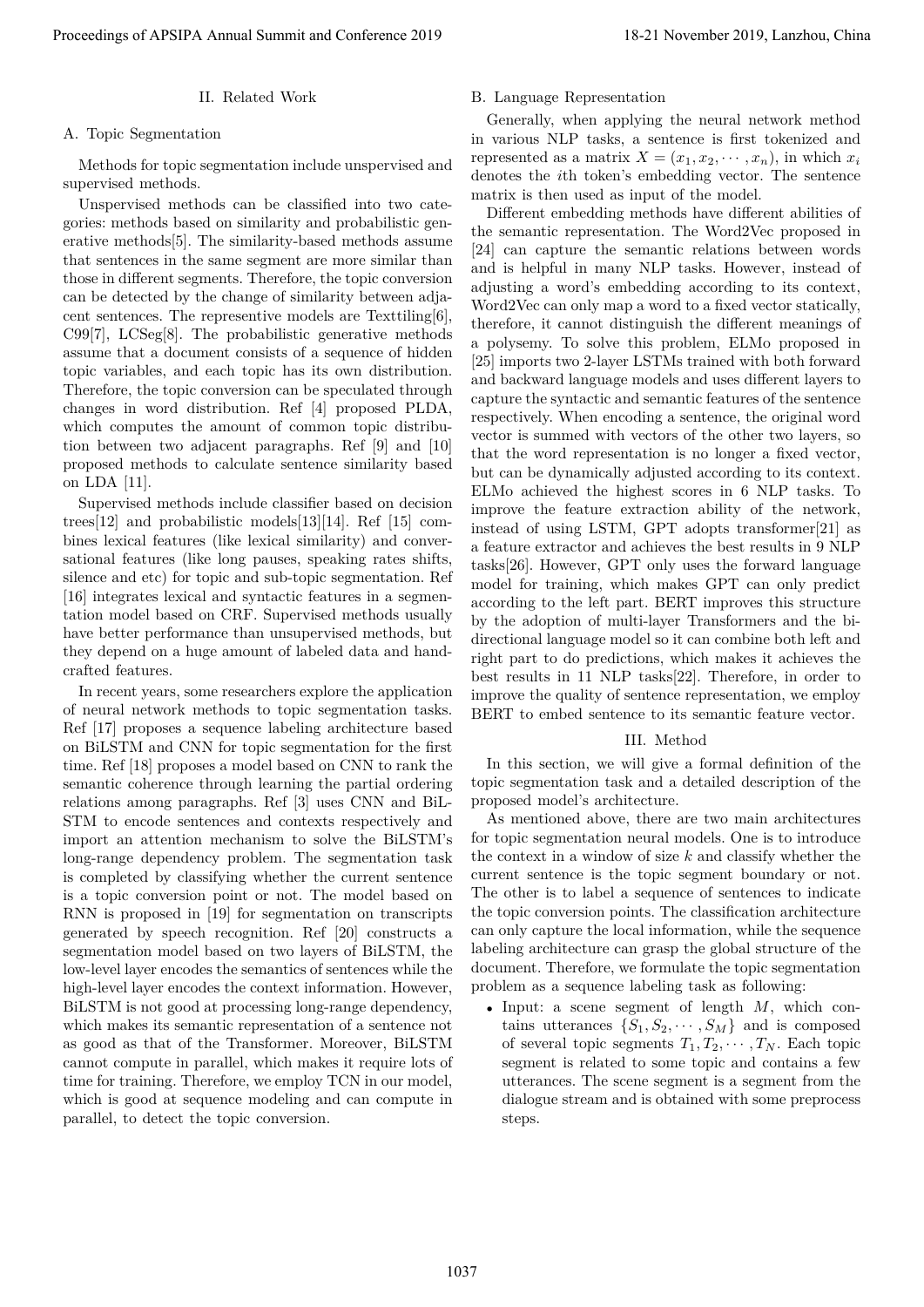## II. Related Work

### A. Topic Segmentation

Methods for topic segmentation include unsupervised and supervised methods.

Unsupervised methods can be classified into two categories: methods based on similarity and probabilistic generative methods[5]. The similarity-based methods assume that sentences in the same segment are more similar than those in different segments. Therefore, the topic conversion can be detected by the change of similarity between adjacent sentences. The representive models are Texttiling[6], C99[7], LCSeg[8]. The probabilistic generative methods assume that a document consists of a sequence of hidden topic variables, and each topic has its own distribution. Therefore, the topic conversion can be speculated through changes in word distribution. Ref [4] proposed PLDA, which computes the amount of common topic distribution between two adjacent paragraphs. Ref [9] and [10] proposed methods to calculate sentence similarity based on LDA [11].

Supervised methods include classifier based on decision trees[12] and probabilistic models[13][14]. Ref [15] combines lexical features (like lexical similarity) and conversational features (like long pauses, speaking rates shifts, silence and etc) for topic and sub-topic segmentation. Ref [16] integrates lexical and syntactic features in a segmentation model based on CRF. Supervised methods usually have better performance than unsupervised methods, but they depend on a huge amount of labeled data and handcrafted features.

In recent years, some researchers explore the application of neural network methods to topic segmentation tasks. Ref [17] proposes a sequence labeling architecture based on BiLSTM and CNN for topic segmentation for the first time. Ref [18] proposes a model based on CNN to rank the semantic coherence through learning the partial ordering relations among paragraphs. Ref [3] uses CNN and BiLSTM to encode sentences and contexts respectively and import an attention mechanism to solve the BiLSTM's long-range dependency problem. The segmentation task is completed by classifying whether the current sentence is a topic conversion point or not. The model based on RNN is proposed in [19] for segmentation on transcripts generated by speech recognition. Ref [20] constructs a segmentation model based on two layers of BiLSTM, the low-level layer encodes the semantics of sentences while the high-level layer encodes the context information. However, BiLSTM is not good at processing long-range dependency, which makes its semantic representation of a sentence not as good as that of the Transformer. Moreover, BiLSTM cannot compute in parallel, which makes it require lots of time for training. Therefore, we employ TCN in our model, which is good at sequence modeling and can compute in parallel, to detect the topic conversion.

### B. Language Representation

Generally, when applying the neural network method in various NLP tasks, a sentence is first tokenized and represented as a matrix $X = (x_1, x_2, \cdots, x_n)$, in which $x_i$ denotes the $i$th token's embedding vector. The sentence matrix is then used as input of the model.

Different embedding methods have different abilities of the semantic representation. The Word2Vec proposed in [24] can capture the semantic relations between words and is helpful in many NLP tasks. However, instead of adjusting a word's embedding according to its context, Word2Vec can only map a word to a fixed vector statically, therefore, it cannot distinguish the different meanings of a polysemy. To solve this problem, ELMo proposed in [25] imports two 2-layer LSTMs trained with both forward and backward language models and uses different layers to capture the syntactic and semantic features of the sentence respectively. When encoding a sentence, the original word vector is summed with vectors of the other two layers, so that the word representation is no longer a fixed vector, but can be dynamically adjusted according to its context. ELMo achieved the highest scores in 6 NLP tasks. To improve the feature extraction ability of the network, instead of using LSTM, GPT adopts transformer[21] as a feature extractor and achieves the best results in 9 NLP tasks[26]. However, GPT only uses the forward language model for training, which makes GPT can only predict according to the left part. BERT improves this structure by the adoption of multi-layer Transformers and the bidirectional language model so it can combine both left and right part to do predictions, which makes it achieves the best results in 11 NLP tasks[22]. Therefore, in order to improve the quality of sentence representation, we employ BERT to embed sentence to its semantic feature vector.

## III. Method

In this section, we will give a formal definition of the topic segmentation task and a detailed description of the proposed model's architecture.

As mentioned above, there are two main architectures for topic segmentation neural models. One is to introduce the context in a window of size $k$ and classify whether the current sentence is the topic segment boundary or not. The other is to label a sequence of sentences to indicate the topic conversion points. The classification architecture can only capture the local information, while the sequence labeling architecture can grasp the global structure of the document. Therefore, we formulate the topic segmentation problem as a sequence labeling task as following:

- Input: a scene segment of length $M$, which contains utterances $\{S_1, S_2, \cdots, S_M\}$ and is composed of several topic segments $T_1, T_2, \cdots, T_N$. Each topic segment is related to some topic and contains a few utterances. The scene segment is a segment from the dialogue stream and is obtained with some preprocess steps.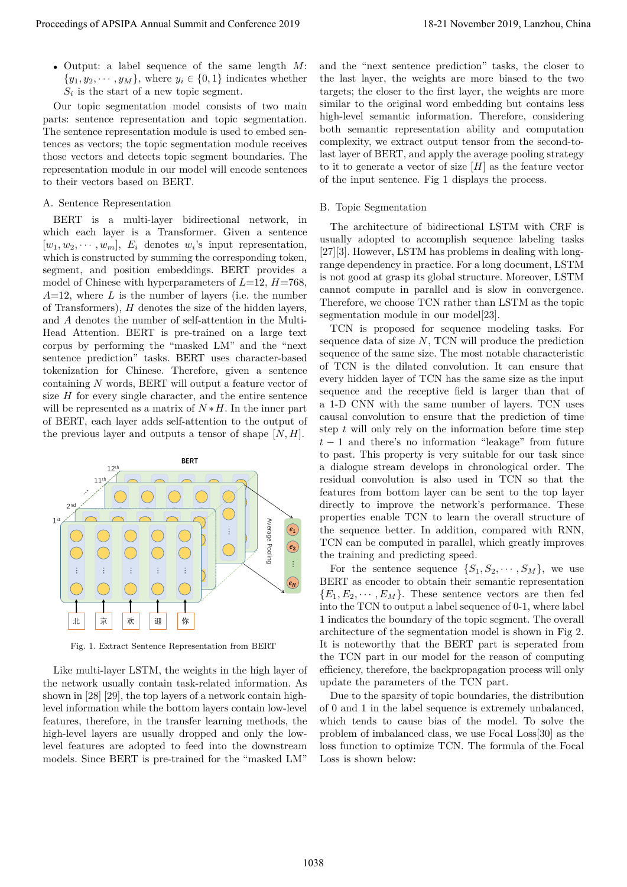- Output: a label sequence of the same length $M$: $\{y_1, y_2, \cdots, y_M\}$, where $y_i \in \{0, 1\}$ indicates whether $S_i$ is the start of a new topic segment.

Our topic segmentation model consists of two main parts: sentence representation and topic segmentation. The sentence representation module is used to embed sentences as vectors; the topic segmentation module receives those vectors and detects topic segment boundaries. The representation module in our model will encode sentences to their vectors based on BERT.

### A. Sentence Representation

BERT is a multi-layer bidirectional network, in which each layer is a Transformer. Given a sentence $[w_1, w_2, \cdots, w_m]$, $E_i$ denotes $w_i$'s input representation, which is constructed by summing the corresponding token, segment, and position embeddings. BERT provides a model of Chinese with hyperparameters of $L$=12, $H$=768, $A$=12, where $L$ is the number of layers (i.e. the number of Transformers), $H$ denotes the size of the hidden layers, and $A$ denotes the number of self-attention in the Multi-Head Attention. BERT is pre-trained on a large text corpus by performing the "masked LM" and the "next sentence prediction" tasks. BERT uses character-based tokenization for Chinese. Therefore, given a sentence containing $N$ words, BERT will output a feature vector of size $H$ for every single character, and the entire sentence will be represented as a matrix of $N * H$. In the inner part of BERT, each layer adds self-attention to the output of the previous layer and outputs a tensor of shape $[N, H]$.

Fig. 1. Extract Sentence Representation from BERT

Like multi-layer LSTM, the weights in the high layer of the network usually contain task-related information. As shown in [28] [29], the top layers of a network contain high-level information while the bottom layers contain low-level features, therefore, in the transfer learning methods, the high-level layers are usually dropped and only the low-level features are adopted to feed into the downstream models. Since BERT is pre-trained for the "masked LM" and the "next sentence prediction" tasks, the closer to the last layer, the weights are more biased to the two targets; the closer to the first layer, the weights are more similar to the original word embedding but contains less high-level semantic information. Therefore, considering both semantic representation ability and computation complexity, we extract output tensor from the second-to-last layer of BERT, and apply the average pooling strategy to it to generate a vector of size $[H]$ as the feature vector of the input sentence. Fig 1 displays the process.

### B. Topic Segmentation

The architecture of bidirectional LSTM with CRF is usually adopted to accomplish sequence labeling tasks [27][3]. However, LSTM has problems in dealing with long-range dependency in practice. For a long document, LSTM is not good at grasp its global structure. Moreover, LSTM cannot compute in parallel and is slow in convergence. Therefore, we choose TCN rather than LSTM as the topic segmentation module in our model[23].

TCN is proposed for sequence modeling tasks. For sequence data of size $N$, TCN will produce the prediction sequence of the same size. The most notable characteristic of TCN is the dilated convolution. It can ensure that every hidden layer of TCN has the same size as the input sequence and the receptive field is larger than that of a 1-D CNN with the same number of layers. TCN uses causal convolution to ensure that the prediction of time step $t$ will only rely on the information before time step $t-1$ and there's no information "leakage" from future to past. This property is very suitable for our task since a dialogue stream develops in chronological order. The residual convolution is also used in TCN so that the features from bottom layer can be sent to the top layer directly to improve the network's performance. These properties enable TCN to learn the overall structure of the sequence better. In addition, compared with RNN, TCN can be computed in parallel, which greatly improves the training and predicting speed.

For the sentence sequence $\{S_1, S_2, \cdots, S_M\}$, we use BERT as encoder to obtain their semantic representation $\{E_1, E_2, \cdots, E_M\}$. These sentence vectors are then fed into the TCN to output a label sequence of 0-1, where label 1 indicates the boundary of the topic segment. The overall architecture of the segmentation model is shown in Fig 2. It is noteworthy that the BERT part is seperated from the TCN part in our model for the reason of computing efficiency, therefore, the backpropagation process will only update the parameters of the TCN part.

Due to the sparsity of topic boundaries, the distribution of 0 and 1 in the label sequence is extremely unbalanced, which tends to cause bias of the model. To solve the problem of imbalanced class, we use Focal Loss[30] as the loss function to optimize TCN. The formula of the Focal Loss is shown below: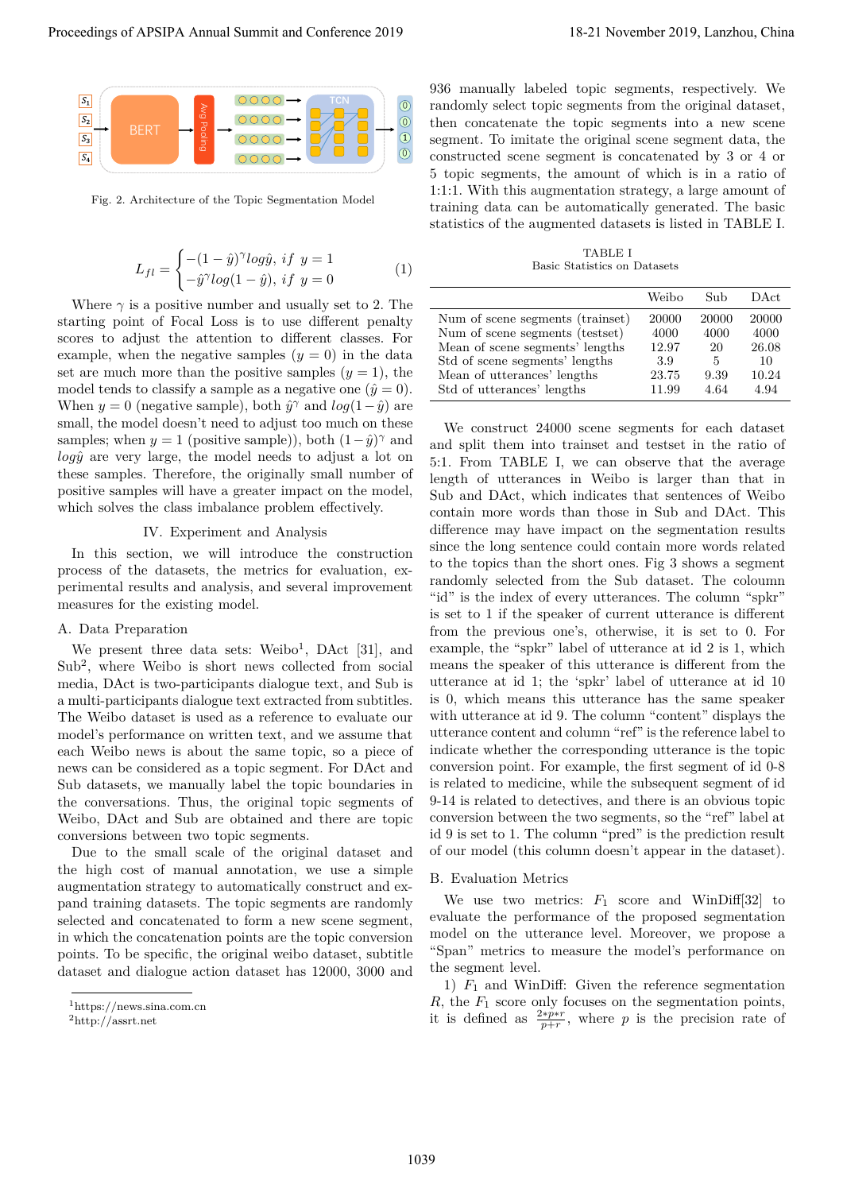Fig. 2. Architecture of the Topic Segmentation Model

$$L_{fl} = \begin{cases} -(1-\hat{y})^{\gamma} log\hat{y}, \ if \ \ y=1 \\ -\hat{y}^{\gamma} log(1-\hat{y}), \ if \ \ y=0 \end{cases} \tag{1}$$

Where $\gamma$ is a positive number and usually set to 2. The starting point of Focal Loss is to use different penalty scores to adjust the attention to different classes. For example, when the negative samples ($y=0$) in the data set are much more than the positive samples ($y=1$), the model tends to classify a sample as a negative one ($\hat{y}=0$). When $y=0$ (negative sample), both $\hat{y}^{\gamma}$ and $log(1-\hat{y})$ are small, the model doesn't need to adjust too much on these samples; when $y=1$ (positive sample)), both $(1-\hat{y})^{\gamma}$ and $log\hat{y}$ are very large, the model needs to adjust a lot on these samples. Therefore, the originally small number of positive samples will have a greater impact on the model, which solves the class imbalance problem effectively.

## IV. Experiment and Analysis

In this section, we will introduce the construction process of the datasets, the metrics for evaluation, experimental results and analysis, and several improvement measures for the existing model.

### A. Data Preparation

We present three data sets: Weibo[1], DAct [31], and Sub[2], where Weibo is short news collected from social media, DAct is two-participants dialogue text, and Sub is a multi-participants dialogue text extracted from subtitles. The Weibo dataset is used as a reference to evaluate our model's performance on written text, and we assume that each Weibo news is about the same topic, so a piece of news can be considered as a topic segment. For DAct and Sub datasets, we manually label the topic boundaries in the conversations. Thus, the original topic segments of Weibo, DAct and Sub are obtained and there are topic conversions between two topic segments.

Due to the small scale of the original dataset and the high cost of manual annotation, we use a simple augmentation strategy to automatically construct and expand training datasets. The topic segments are randomly selected and concatenated to form a new scene segment, in which the concatenation points are the topic conversion points. To be specific, the original weibo dataset, subtitle dataset and dialogue action dataset has 12000, 3000 and 936 manually labeled topic segments, respectively. We randomly select topic segments from the original dataset, then concatenate the topic segments into a new scene segment. To imitate the original scene segment data, the constructed scene segment is concatenated by 3 or 4 or 5 topic segments, the amount of which is in a ratio of 1:1:1. With this augmentation strategy, a large amount of training data can be automatically generated. The basic statistics of the augmented datasets is listed in TABLE I.

TABLE I
Basic Statistics on Datasets

| | Weibo | Sub | DAct |
|---|---|---|---|
| Num of scene segments (trainset) | 20000 | 20000 | 20000 |
| Num of scene segments (testset) | 4000 | 4000 | 4000 |
| Mean of scene segments' lengths | 12.97 | 20 | 26.08 |
| Std of scene segments' lengths | 3.9 | 5 | 10 |
| Mean of utterances' lengths | 23.75 | 9.39 | 10.24 |
| Std of utterances' lengths | 11.99 | 4.64 | 4.94 |

We construct 24000 scene segments for each dataset and split them into trainset and testset in the ratio of 5:1. From TABLE I, we can observe that the average length of utterances in Weibo is larger than that in Sub and DAct, which indicates that sentences of Weibo contain more words than those in Sub and DAct. This difference may have impact on the segmentation results since the long sentence could contain more words related to the topics than the short ones. Fig 3 shows a segment randomly selected from the Sub dataset. The coloumn "id" is the index of every utterances. The column "spkr" is set to 1 if the speaker of current utterance is different from the previous one's, otherwise, it is set to 0. For example, the "spkr" label of utterance at id 2 is 1, which means the speaker of this utterance is different from the utterance at id 1; the 'spkr' label of utterance at id 10 is 0, which means this utterance has the same speaker with utterance at id 9. The column "content" displays the utterance content and column "ref" is the reference label to indicate whether the corresponding utterance is the topic conversion point. For example, the first segment of id 0-8 is related to medicine, while the subsequent segment of id 9-14 is related to detectives, and there is an obvious topic conversion between the two segments, so the "ref" label at id 9 is set to 1. The column "pred" is the prediction result of our model (this column doesn't appear in the dataset).

### B. Evaluation Metrics

We use two metrics: $F_1$ score and WinDiff[32] to evaluate the performance of the proposed segmentation model on the utterance level. Moreover, we propose a "Span" metrics to measure the model's performance on the segment level.

1) $F_1$ and WinDiff: Given the reference segmentation $R$, the $F_1$ score only focuses on the segmentation points, it is defined as $\frac{2*p*r}{p+r}$, where $p$ is the precision rate of

[1] https://news.sina.com.cn
[2] http://assrt.net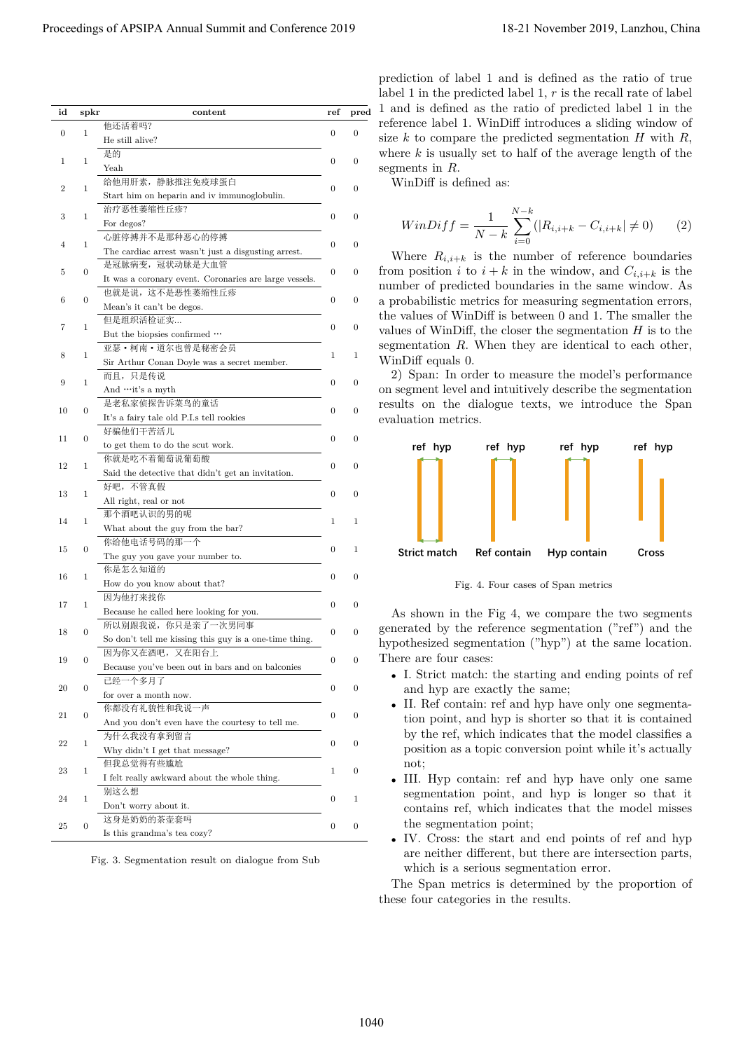| id | spkr | content | ref | pred |
|---|---|---|---|---|
| 0 | 1 | 他还活着吗?<br>He still alive? | 0 | 0 |
| 1 | 1 | 是的<br>Yeah | 0 | 0 |
| 2 | 1 | 给他用肝素，静脉推注免疫球蛋白<br>Start him on heparin and iv immunoglobulin. | 0 | 0 |
| 3 | 1 | 治疗恶性萎缩性丘疹?<br>For degos? | 0 | 0 |
| 4 | 1 | 心脏停搏并不是那种恶心的停搏<br>The cardiac arrest wasn't just a disgusting arrest. | 0 | 0 |
| 5 | 0 | 是冠脉病变，冠状动脉是大血管<br>It was a coronary event. Coronaries are large vessels. | 0 | 0 |
| 6 | 0 | 也就是说，这不是恶性萎缩性丘疹<br>Mean's it can't be degos. | 0 | 0 |
| 7 | 1 | 但是组织活检证实...<br>But the biopsies confirmed ··· | 0 | 0 |
| 8 | 1 | 亚瑟 • 柯南 • 道尔也曾是秘密会员<br>Sir Arthur Conan Doyle was a secret member. | 1 | 1 |
| 9 | 1 | 而且，只是传说<br>And ···it's a myth | 0 | 0 |
| 10 | 0 | 是老私家侦探告诉菜鸟的童话<br>It's a fairy tale old P.I.s tell rookies | 0 | 0 |
| 11 | 0 | 好骗他们干苦活儿<br>to get them to do the scut work. | 0 | 0 |
| 12 | 1 | 你就是吃不着葡萄说葡萄酸<br>Said the detective that didn't get an invitation. | 0 | 0 |
| 13 | 1 | 好吧，不管真假<br>All right, real or not | 0 | 0 |
| 14 | 1 | 那个酒吧认识的男的呢<br>What about the guy from the bar? | 1 | 1 |
| 15 | 0 | 你给他电话号码的那一个<br>The guy you gave your number to. | 0 | 1 |
| 16 | 1 | 你是怎么知道的<br>How do you know about that? | 0 | 0 |
| 17 | 1 | 因为他打来找你<br>Because he called here looking for you. | 0 | 0 |
| 18 | 0 | 所以别跟我说，你只是亲了一次男同事<br>So don't tell me kissing this guy is a one-time thing. | 0 | 0 |
| 19 | 0 | 因为你又在酒吧，又在阳台上<br>Because you've been out in bars and on balconies | 0 | 0 |
| 20 | 0 | 已经一个多月了<br>for over a month now. | 0 | 0 |
| 21 | 0 | 你都没有礼貌性和我说一声<br>And you don't even have the courtesy to tell me. | 0 | 0 |
| 22 | 1 | 为什么我没有拿到留言<br>Why didn't I get that message? | 0 | 0 |
| 23 | 1 | 但我总觉得有些尴尬<br>I felt really awkward about the whole thing. | 1 | 0 |
| 24 | 1 | 别这么想<br>Don't worry about it. | 0 | 1 |
| 25 | 0 | 这身是奶奶的茶壶套吗<br>Is this grandma's tea cozy? | 0 | 0 |

Fig. 3. Segmentation result on dialogue from Sub

prediction of label 1 and is defined as the ratio of true label 1 in the predicted label 1, $r$ is the recall rate of label 1 and is defined as the ratio of predicted label 1 in the reference label 1. WinDiff introduces a sliding window of size $k$ to compare the predicted segmentation $H$ with $R$, where $k$ is usually set to half of the average length of the segments in $R$.

WinDiff is defined as:

$$WinDiff = \frac{1}{N-k}\sum_{i=0}^{N-k}(|R_{i,i+k} - C_{i,i+k}| \neq 0) \quad (2)$$

Where $R_{i,i+k}$ is the number of reference boundaries from position $i$ to $i+k$ in the window, and $C_{i,i+k}$ is the number of predicted boundaries in the same window. As a probabilistic metrics for measuring segmentation errors, the values of WinDiff is between 0 and 1. The smaller the values of WinDiff, the closer the segmentation $H$ is to the segmentation $R$. When they are identical to each other, WinDiff equals 0.

2) Span: In order to measure the model's performance on segment level and intuitively describe the segmentation results on the dialogue texts, we introduce the Span evaluation metrics.

Fig. 4. Four cases of Span metrics

As shown in the Fig 4, we compare the two segments generated by the reference segmentation ("ref") and the hypothesized segmentation ("hyp") at the same location. There are four cases:

- I. Strict match: the starting and ending points of ref and hyp are exactly the same;
- II. Ref contain: ref and hyp have only one segmentation point, and hyp is shorter so that it is contained by the ref, which indicates that the model classifies a position as a topic conversion point while it's actually not;
- III. Hyp contain: ref and hyp have only one same segmentation point, and hyp is longer so that it contains ref, which indicates that the model misses the segmentation point;
- IV. Cross: the start and end points of ref and hyp are neither different, but there are intersection parts, which is a serious segmentation error.

The Span metrics is determined by the proportion of these four categories in the results.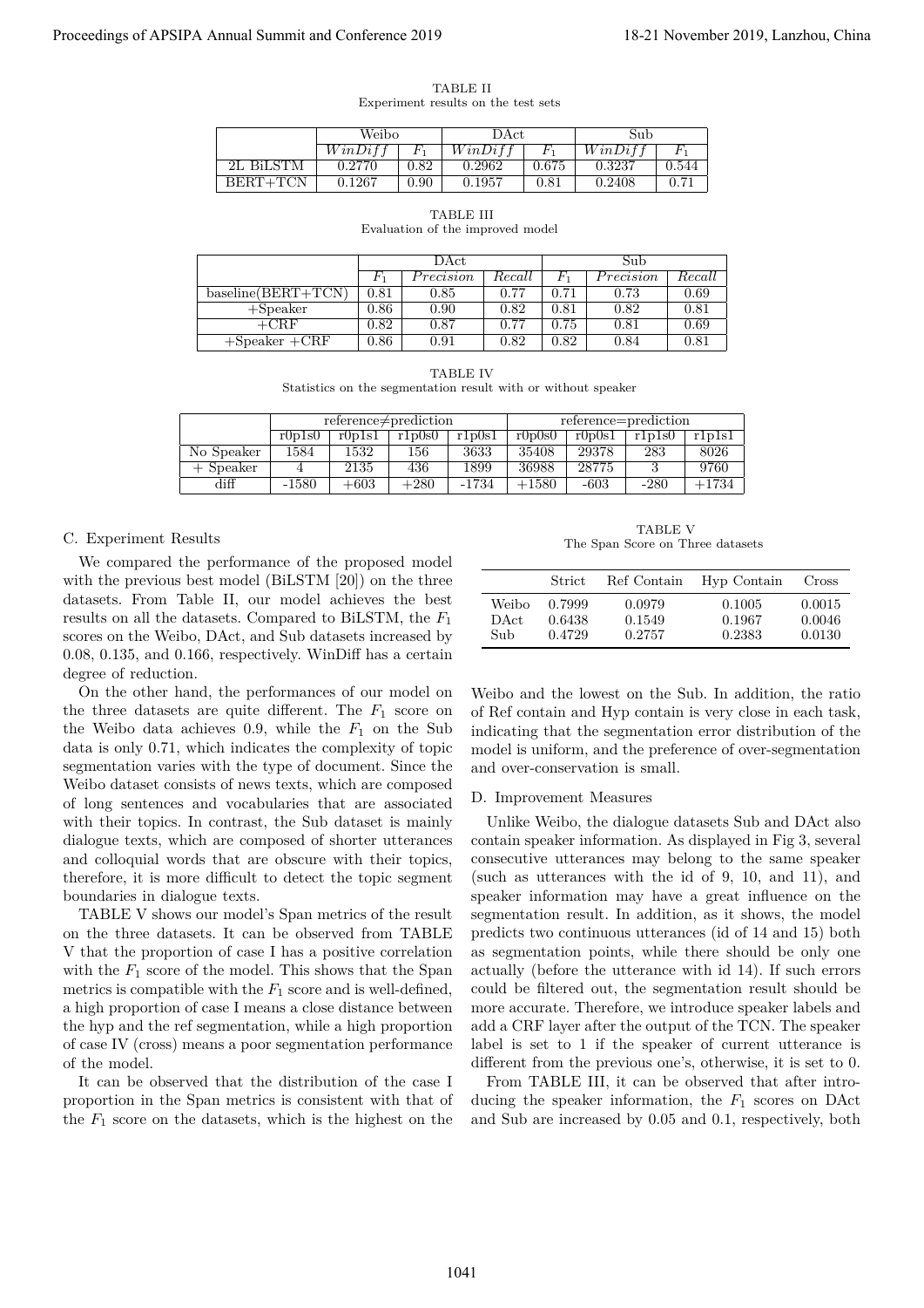TABLE II
Experiment results on the test sets

| | Weibo | | DAct | | Sub | |
|---|---|---|---|---|---|---|
| | $WinDiff$ | $F_1$ | $WinDiff$ | $F_1$ | $WinDiff$ | $F_1$ |
| 2L BiLSTM | 0.2770 | 0.82 | 0.2962 | 0.675 | 0.3237 | 0.544 |
| BERT+TCN | 0.1267 | 0.90 | 0.1957 | 0.81 | 0.2408 | 0.71 |

TABLE III
Evaluation of the improved model

| | DAct | | | Sub | | |
|---|---|---|---|---|---|---|
| | $F_1$ | $Precision$ | $Recall$ | $F_1$ | $Precision$ | $Recall$ |
| baseline(BERT+TCN) | 0.81 | 0.85 | 0.77 | 0.71 | 0.73 | 0.69 |
| +Speaker | 0.86 | 0.90 | 0.82 | 0.81 | 0.82 | 0.81 |
| +CRF | 0.82 | 0.87 | 0.77 | 0.75 | 0.81 | 0.69 |
| +Speaker +CRF | 0.86 | 0.91 | 0.82 | 0.82 | 0.84 | 0.81 |

TABLE IV
Statistics on the segmentation result with or without speaker

| | reference≠prediction | | | | reference=prediction | | | |
|---|---|---|---|---|---|---|---|---|
| | r0p1s0 | r0p1s1 | r1p0s0 | r1p0s1 | r0p0s0 | r0p0s1 | r1p1s0 | r1p1s1 |
| No Speaker | 1584 | 1532 | 156 | 3633 | 35408 | 29378 | 283 | 8026 |
| + Speaker | 4 | 2135 | 436 | 1899 | 36988 | 28775 | 3 | 9760 |
| diff | -1580 | +603 | +280 | -1734 | +1580 | -603 | -280 | +1734 |

### C. Experiment Results

We compared the performance of the proposed model with the previous best model (BiLSTM [20]) on the three datasets. From Table II, our model achieves the best results on all the datasets. Compared to BiLSTM, the $F_1$ scores on the Weibo, DAct, and Sub datasets increased by 0.08, 0.135, and 0.166, respectively. WinDiff has a certain degree of reduction.

On the other hand, the performances of our model on the three datasets are quite different. The $F_1$ score on the Weibo data achieves 0.9, while the $F_1$ on the Sub data is only 0.71, which indicates the complexity of topic segmentation varies with the type of document. Since the Weibo dataset consists of news texts, which are composed of long sentences and vocabularies that are associated with their topics. In contrast, the Sub dataset is mainly dialogue texts, which are composed of shorter utterances and colloquial words that are obscure with their topics, therefore, it is more difficult to detect the topic segment boundaries in dialogue texts.

TABLE V shows our model's Span metrics of the result on the three datasets. It can be observed from TABLE V that the proportion of case I has a positive correlation with the $F_1$ score of the model. This shows that the Span metrics is compatible with the $F_1$ score and is well-defined, a high proportion of case I means a close distance between the hyp and the ref segmentation, while a high proportion of case IV (cross) means a poor segmentation performance of the model.

It can be observed that the distribution of the case I proportion in the Span metrics is consistent with that of the $F_1$ score on the datasets, which is the highest on the Weibo and the lowest on the Sub. In addition, the ratio of Ref contain and Hyp contain is very close in each task, indicating that the segmentation error distribution of the model is uniform, and the preference of over-segmentation and over-conservation is small.

TABLE V
The Span Score on Three datasets

| | Strict | Ref Contain | Hyp Contain | Cross |
|---|---|---|---|---|
| Weibo | 0.7999 | 0.0979 | 0.1005 | 0.0015 |
| DAct | 0.6438 | 0.1549 | 0.1967 | 0.0046 |
| Sub | 0.4729 | 0.2757 | 0.2383 | 0.0130 |

### D. Improvement Measures

Unlike Weibo, the dialogue datasets Sub and DAct also contain speaker information. As displayed in Fig 3, several consecutive utterances may belong to the same speaker (such as utterances with the id of 9, 10, and 11), and speaker information may have a great influence on the segmentation result. In addition, as it shows, the model predicts two continuous utterances (id of 14 and 15) both as segmentation points, while there should be only one actually (before the utterance with id 14). If such errors could be filtered out, the segmentation result should be more accurate. Therefore, we introduce speaker labels and add a CRF layer after the output of the TCN. The speaker label is set to 1 if the speaker of current utterance is different from the previous one's, otherwise, it is set to 0.

From TABLE III, it can be observed that after introducing the speaker information, the $F_1$ scores on DAct and Sub are increased by 0.05 and 0.1, respectively, both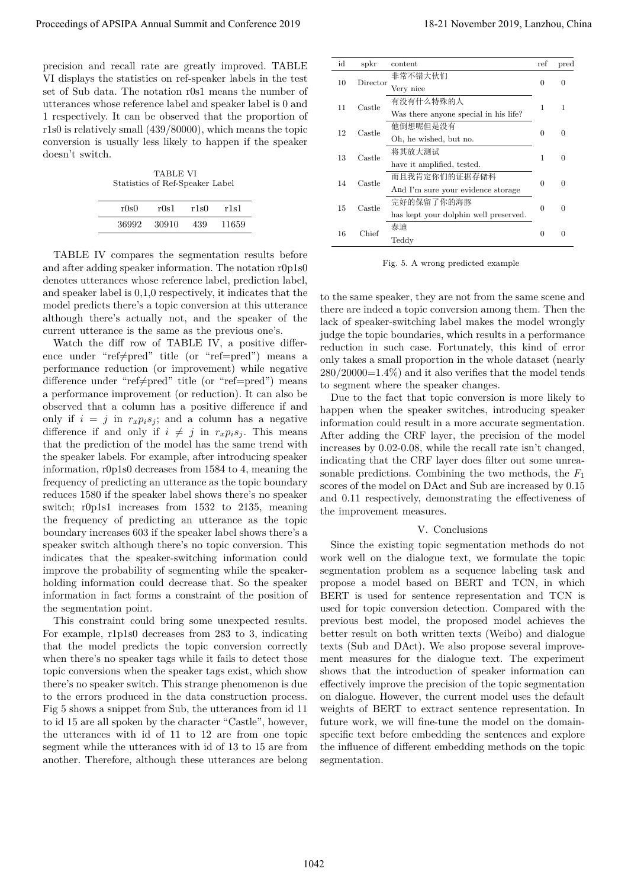precision and recall rate are greatly improved. TABLE VI displays the statistics on ref-speaker labels in the test set of Sub data. The notation r0s1 means the number of utterances whose reference label and speaker label is 0 and 1 respectively. It can be observed that the proportion of r1s0 is relatively small (439/80000), which means the topic conversion is usually less likely to happen if the speaker doesn't switch.

TABLE VI
Statistics of Ref-Speaker Label

| r0s0 | r0s1 | r1s0 | r1s1 |
|---|---|---|---|
| 36992 | 30910 | 439 | 11659 |

TABLE IV compares the segmentation results before and after adding speaker information. The notation r0p1s0 denotes utterances whose reference label, prediction label, and speaker label is 0,1,0 respectively, it indicates that the model predicts there's a topic conversion at this utterance although there's actually not, and the speaker of the current utterance is the same as the previous one's.

Watch the diff row of TABLE IV, a positive difference under "ref≠pred" title (or "ref=pred") means a performance reduction (or improvement) while negative difference under "ref≠pred" title (or "ref=pred") means a performance improvement (or reduction). It can also be observed that a column has a positive difference if and only if $i = j$ in $r_x p_i s_j$; and a column has a negative difference if and only if $i \neq j$ in $r_x p_i s_j$. This means that the prediction of the model has the same trend with the speaker labels. For example, after introducing speaker information, r0p1s0 decreases from 1584 to 4, meaning the frequency of predicting an utterance as the topic boundary reduces 1580 if the speaker label shows there's no speaker switch; r0p1s1 increases from 1532 to 2135, meaning the frequency of predicting an utterance as the topic boundary increases 603 if the speaker label shows there's a speaker switch although there's no topic conversion. This indicates that the speaker-switching information could improve the probability of segmenting while the speaker-holding information could decrease that. So the speaker information in fact forms a constraint of the position of the segmentation point.

This constraint could bring some unexpected results. For example, r1p1s0 decreases from 283 to 3, indicating that the model predicts the topic conversion correctly when there's no speaker tags while it fails to detect those topic conversions when the speaker tags exist, which show there's no speaker switch. This strange phenomenon is due to the errors produced in the data construction process. Fig 5 shows a snippet from Sub, the utterances from id 11 to id 15 are all spoken by the character "Castle", however, the utterances with id of 11 to 12 are from one topic segment while the utterances with id of 13 to 15 are from another. Therefore, although these utterances are belong

| id | spkr | content | ref | pred |
|---|---|---|---|---|
| 10 | Director | 非常不错大伙们<br>Very nice | 0 | 0 |
| 11 | Castle | 有没有什么特殊的人<br>Was there anyone special in his life? | 1 | 1 |
| 12 | Castle | 他倒想呢但是没有<br>Oh, he wished, but no. | 0 | 0 |
| 13 | Castle | 将其放大测试<br>have it amplified, tested. | 1 | 0 |
| 14 | Castle | 而且我肯定你们的证据存储科<br>And I'm sure your evidence storage | 0 | 0 |
| 15 | Castle | 完好的保留了你的海豚<br>has kept your dolphin well preserved. | 0 | 0 |
| 16 | Chief | 泰迪<br>Teddy | 0 | 0 |

Fig. 5. A wrong predicted example

to the same speaker, they are not from the same scene and there are indeed a topic conversion among them. Then the lack of speaker-switching label makes the model wrongly judge the topic boundaries, which results in a performance reduction in such case. Fortunately, this kind of error only takes a small proportion in the whole dataset (nearly 280/20000=1.4%) and it also verifies that the model tends to segment where the speaker changes.

Due to the fact that topic conversion is more likely to happen when the speaker switches, introducing speaker information could result in a more accurate segmentation. After adding the CRF layer, the precision of the model increases by 0.02-0.08, while the recall rate isn't changed, indicating that the CRF layer does filter out some unreasonable predictions. Combining the two methods, the $F_1$ scores of the model on DAct and Sub are increased by 0.15 and 0.11 respectively, demonstrating the effectiveness of the improvement measures.

## V. Conclusions

Since the existing topic segmentation methods do not work well on the dialogue text, we formulate the topic segmentation problem as a sequence labeling task and propose a model based on BERT and TCN, in which BERT is used for sentence representation and TCN is used for topic conversion detection. Compared with the previous best model, the proposed model achieves the better result on both written texts (Weibo) and dialogue texts (Sub and DAct). We also propose several improvement measures for the dialogue text. The experiment shows that the introduction of speaker information can effectively improve the precision of the topic segmentation on dialogue. However, the current model uses the default weights of BERT to extract sentence representation. In future work, we will fine-tune the model on the domain-specific text before embedding the sentences and explore the influence of different embedding methods on the topic segmentation.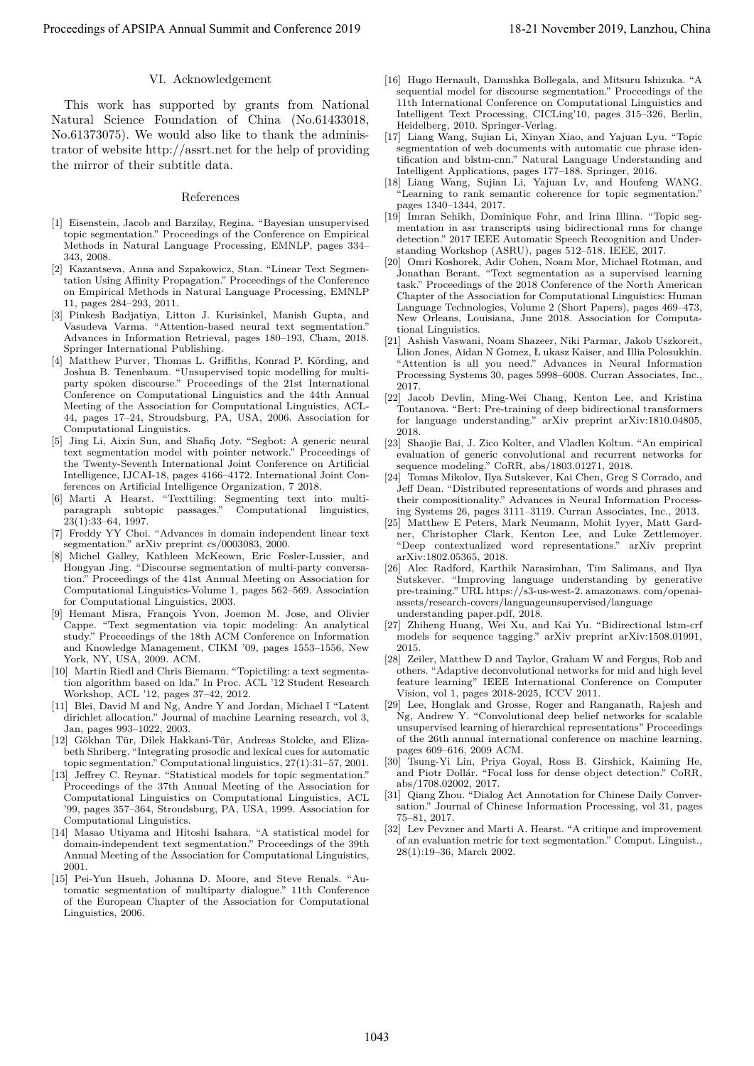## VI. Acknowledgement

This work has supported by grants from National Natural Science Foundation of China (No.61433018, No.61373075). We would also like to thank the administrator of website http://assrt.net for the help of providing the mirror of their subtitle data.

## References

[1] Eisenstein, Jacob and Barzilay, Regina. "Bayesian unsupervised topic segmentation." Proceedings of the Conference on Empirical Methods in Natural Language Processing, EMNLP, pages 334–343, 2008.

[2] Kazantseva, Anna and Szpakowicz, Stan. "Linear Text Segmentation Using Affinity Propagation." Proceedings of the Conference on Empirical Methods in Natural Language Processing, EMNLP 11, pages 284–293, 2011.

[3] Pinkesh Badjatiya, Litton J. Kurisinkel, Manish Gupta, and Vasudeva Varma. "Attention-based neural text segmentation." Advances in Information Retrieval, pages 180–193, Cham, 2018. Springer International Publishing.

[4] Matthew Purver, Thomas L. Griffiths, Konrad P. Körding, and Joshua B. Tenenbaum. "Unsupervised topic modelling for multi-party spoken discourse." Proceedings of the 21st International Conference on Computational Linguistics and the 44th Annual Meeting of the Association for Computational Linguistics, ACL-44, pages 17–24, Stroudsburg, PA, USA, 2006. Association for Computational Linguistics.

[5] Jing Li, Aixin Sun, and Shafiq Joty. "Segbot: A generic neural text segmentation model with pointer network." Proceedings of the Twenty-Seventh International Joint Conference on Artificial Intelligence, IJCAI-18, pages 4166–4172. International Joint Conferences on Artificial Intelligence Organization, 7 2018.

[6] Marti A Hearst. "Texttiling: Segmenting text into multi-paragraph subtopic passages." Computational linguistics, 23(1):33–64, 1997.

[7] Freddy YY Choi. "Advances in domain independent linear text segmentation." arXiv preprint cs/0003083, 2000.

[8] Michel Galley, Kathleen McKeown, Eric Fosler-Lussier, and Hongyan Jing. "Discourse segmentation of multi-party conversation." Proceedings of the 41st Annual Meeting on Association for Computational Linguistics-Volume 1, pages 562–569. Association for Computational Linguistics, 2003.

[9] Hemant Misra, François Yvon, Joemon M. Jose, and Olivier Cappe. "Text segmentation via topic modeling: An analytical study." Proceedings of the 18th ACM Conference on Information and Knowledge Management, CIKM '09, pages 1553–1556, New York, NY, USA, 2009. ACM.

[10] Martin Riedl and Chris Biemann. "Topictiling: a text segmentation algorithm based on lda." In Proc. ACL '12 Student Research Workshop, ACL '12, pages 37–42, 2012.

[11] Blei, David M and Ng, Andre Y and Jordan, Michael I "Latent dirichlet allocation." Journal of machine Learning research, vol 3, Jan, pages 993–1022, 2003.

[12] Gökhan Tür, Dilek Hakkani-Tür, Andreas Stolcke, and Elizabeth Shriberg. "Integrating prosodic and lexical cues for automatic topic segmentation." Computational linguistics, 27(1):31–57, 2001.

[13] Jeffrey C. Reynar. "Statistical models for topic segmentation." Proceedings of the 37th Annual Meeting of the Association for Computational Linguistics on Computational Linguistics, ACL '99, pages 357–364, Stroudsburg, PA, USA, 1999. Association for Computational Linguistics.

[14] Masao Utiyama and Hitoshi Isahara. "A statistical model for domain-independent text segmentation." Proceedings of the 39th Annual Meeting of the Association for Computational Linguistics, 2001.

[15] Pei-Yun Hsueh, Johanna D. Moore, and Steve Renals. "Automatic segmentation of multiparty dialogue." 11th Conference of the European Chapter of the Association for Computational Linguistics, 2006.

[16] Hugo Hernault, Danushka Bollegala, and Mitsuru Ishizuka. "A sequential model for discourse segmentation." Proceedings of the 11th International Conference on Computational Linguistics and Intelligent Text Processing, CICLing'10, pages 315–326, Berlin, Heidelberg, 2010. Springer-Verlag.

[17] Liang Wang, Sujian Li, Xinyan Xiao, and Yajuan Lyu. "Topic segmentation of web documents with automatic cue phrase identification and blstm-cnn." Natural Language Understanding and Intelligent Applications, pages 177–188. Springer, 2016.

[18] Liang Wang, Sujian Li, Yajuan Lv, and Houfeng WANG. "Learning to rank semantic coherence for topic segmentation." pages 1340–1344, 2017.

[19] Imran Sehikh, Dominique Fohr, and Irina Illina. "Topic segmentation in asr transcripts using bidirectional rnns for change detection." 2017 IEEE Automatic Speech Recognition and Understanding Workshop (ASRU), pages 512–518. IEEE, 2017.

[20] Omri Koshorek, Adir Cohen, Noam Mor, Michael Rotman, and Jonathan Berant. "Text segmentation as a supervised learning task." Proceedings of the 2018 Conference of the North American Chapter of the Association for Computational Linguistics: Human Language Technologies, Volume 2 (Short Papers), pages 469–473, New Orleans, Louisiana, June 2018. Association for Computational Linguistics.

[21] Ashish Vaswani, Noam Shazeer, Niki Parmar, Jakob Uszkoreit, Llion Jones, Aidan N Gomez, Ł ukasz Kaiser, and Illia Polosukhin. "Attention is all you need." Advances in Neural Information Processing Systems 30, pages 5998–6008. Curran Associates, Inc., 2017.

[22] Jacob Devlin, Ming-Wei Chang, Kenton Lee, and Kristina Toutanova. "Bert: Pre-training of deep bidirectional transformers for language understanding." arXiv preprint arXiv:1810.04805, 2018.

[23] Shaojie Bai, J. Zico Kolter, and Vladlen Koltun. "An empirical evaluation of generic convolutional and recurrent networks for sequence modeling." CoRR, abs/1803.01271, 2018.

[24] Tomas Mikolov, Ilya Sutskever, Kai Chen, Greg S Corrado, and Jeff Dean. "Distributed representations of words and phrases and their compositionality." Advances in Neural Information Processing Systems 26, pages 3111–3119. Curran Associates, Inc., 2013.

[25] Matthew E Peters, Mark Neumann, Mohit Iyyer, Matt Gardner, Christopher Clark, Kenton Lee, and Luke Zettlemoyer. "Deep contextualized word representations." arXiv preprint arXiv:1802.05365, 2018.

[26] Alec Radford, Karthik Narasimhan, Tim Salimans, and Ilya Sutskever. "Improving language understanding by generative pre-training." URL https://s3-us-west-2. amazonaws. com/openai-assets/research-covers/languageunsupervised/language understanding paper.pdf, 2018.

[27] Zhiheng Huang, Wei Xu, and Kai Yu. "Bidirectional lstm-crf models for sequence tagging." arXiv preprint arXiv:1508.01991, 2015.

[28] Zeiler, Matthew D and Taylor, Graham W and Fergus, Rob and others. "Adaptive deconvolutional networks for mid and high level feature learning" IEEE International Conference on Computer Vision, vol 1, pages 2018-2025, ICCV 2011.

[29] Lee, Honglak and Grosse, Roger and Ranganath, Rajesh and Ng, Andrew Y. "Convolutional deep belief networks for scalable unsupervised learning of hierarchical representations" Proceedings of the 26th annual international conference on machine learning, pages 609–616, 2009 ACM.

[30] Tsung-Yi Lin, Priya Goyal, Ross B. Girshick, Kaiming He, and Piotr Dollár. "Focal loss for dense object detection." CoRR, abs/1708.02002, 2017.

[31] Qiang Zhou. "Dialog Act Annotation for Chinese Daily Conversation." Journal of Chinese Information Processing, vol 31, pages 75–81, 2017.

[32] Lev Pevzner and Marti A. Hearst. "A critique and improvement of an evaluation metric for text segmentation." Comput. Linguist., 28(1):19–36, March 2002.